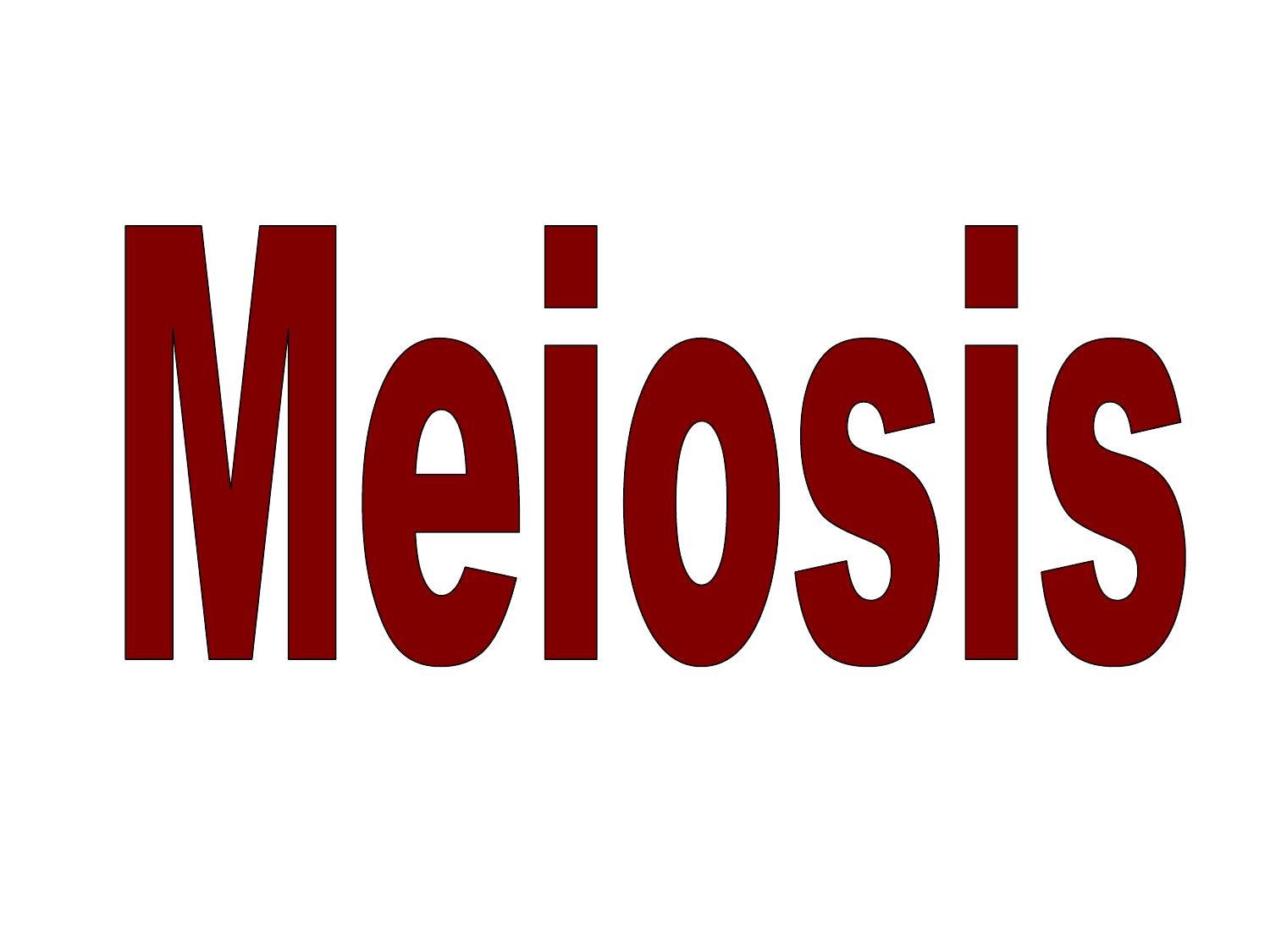# Meiosis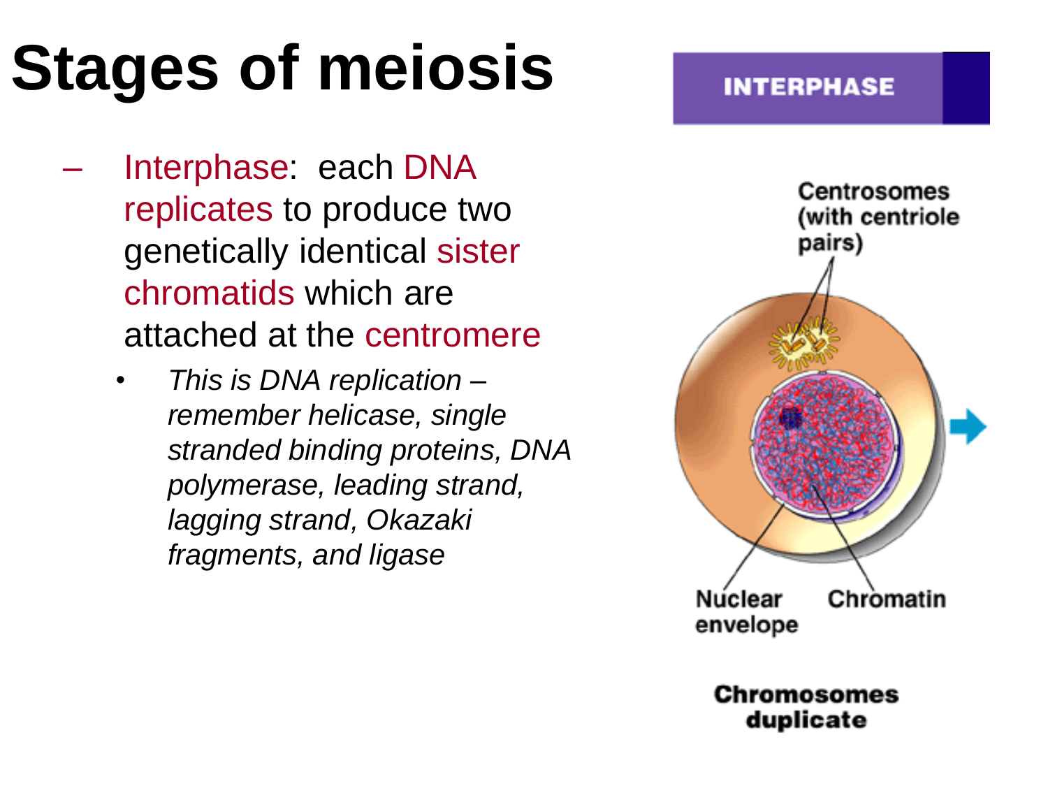# Stages of meiosis

- Interphase: each DNA replicates to produce two genetically identical sister chromatids which are attached at the centromere
  - *This is DNA replication – remember helicase, single stranded binding proteins, DNA polymerase, leading strand, lagging strand, Okazaki fragments, and ligase*

**INTERPHASE**

Centrosomes (with centriole pairs)

Nuclear envelope

Chromatin

**Chromosomes duplicate**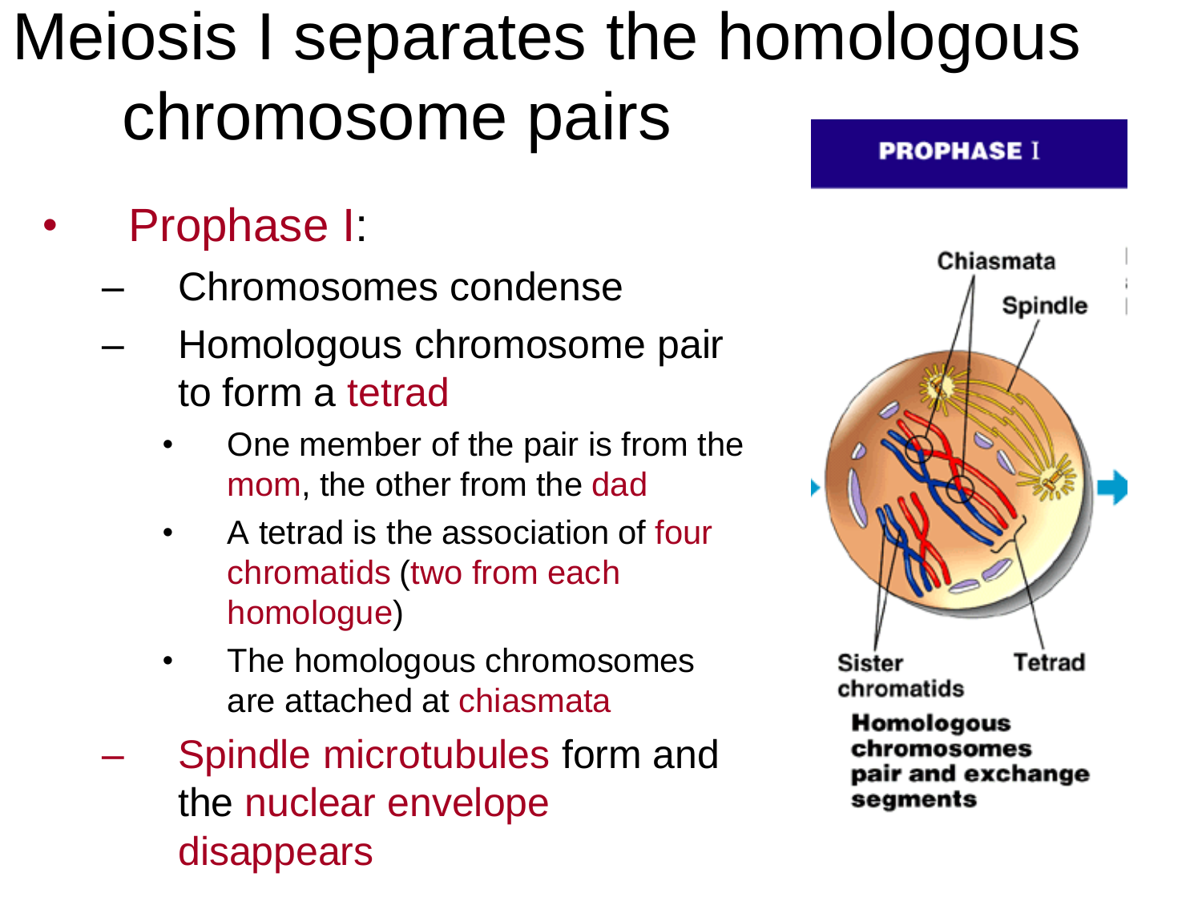# Meiosis I separates the homologous chromosome pairs

- Prophase I:
  - Chromosomes condense
  - Homologous chromosome pair to form a tetrad
    - One member of the pair is from the mom, the other from the dad
    - A tetrad is the association of four chromatids (two from each homologue)
    - The homologous chromosomes are attached at chiasmata
  - Spindle microtubules form and the nuclear envelope disappears

**PROPHASE I**

Chiasmata

Spindle

Sister chromatids

Tetrad

**Homologous chromosomes pair and exchange segments**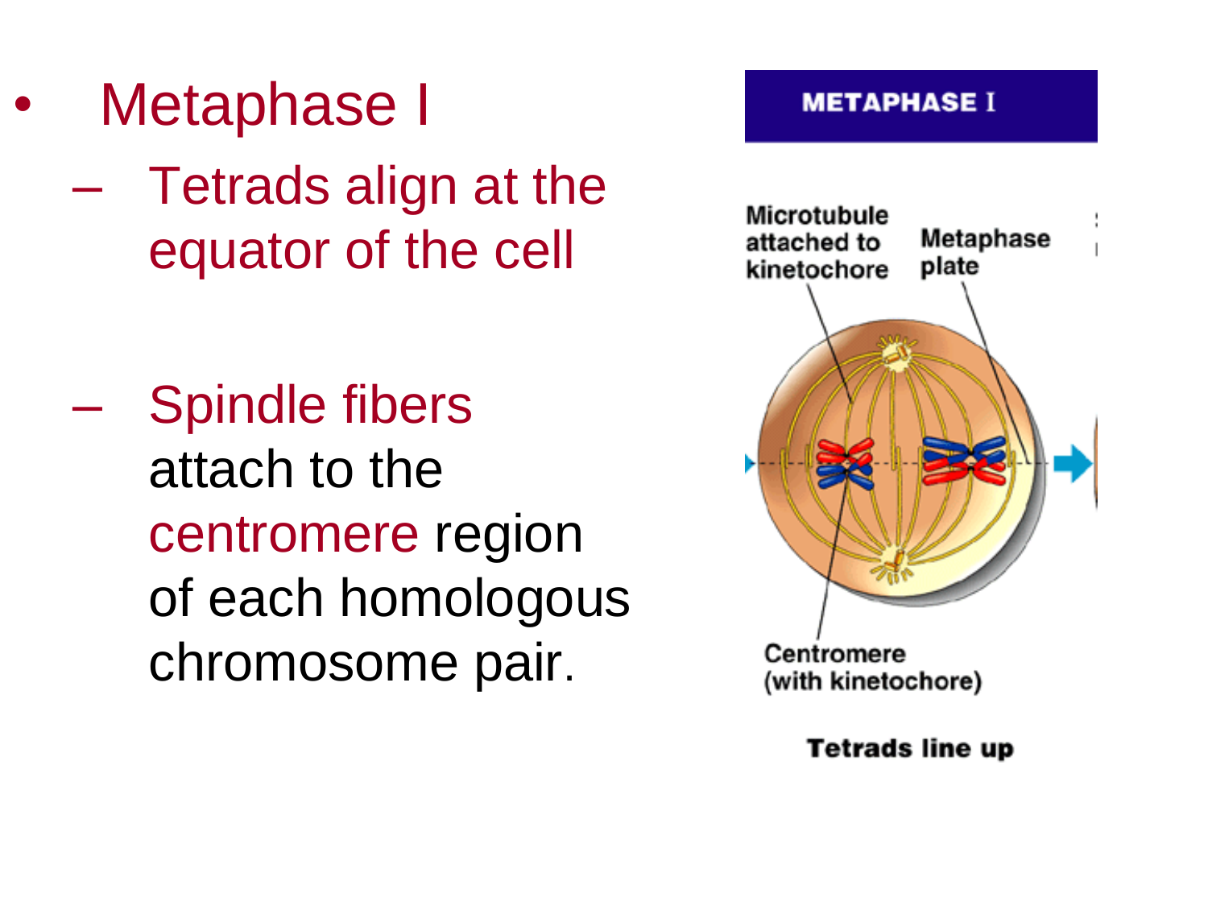- Metaphase I
  - Tetrads align at the equator of the cell
  - Spindle fibers attach to the centromere region of each homologous chromosome pair.

METAPHASE I

Microtubule attached to kinetochore

Metaphase plate

Centromere (with kinetochore)

Tetrads line up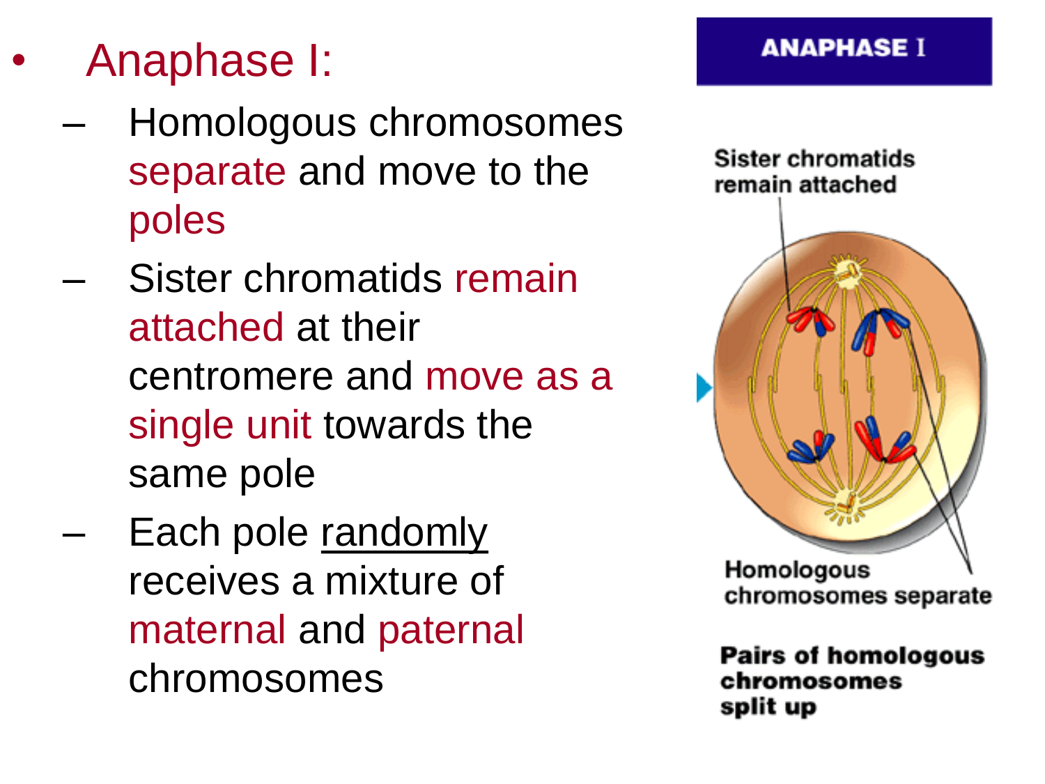- Anaphase I:
  - Homologous chromosomes separate and move to the poles
  - Sister chromatids remain attached at their centromere and move as a single unit towards the same pole
  - Each pole randomly receives a mixture of maternal and paternal chromosomes

ANAPHASE I

Sister chromatids remain attached

Homologous chromosomes separate

**Pairs of homologous chromosomes split up**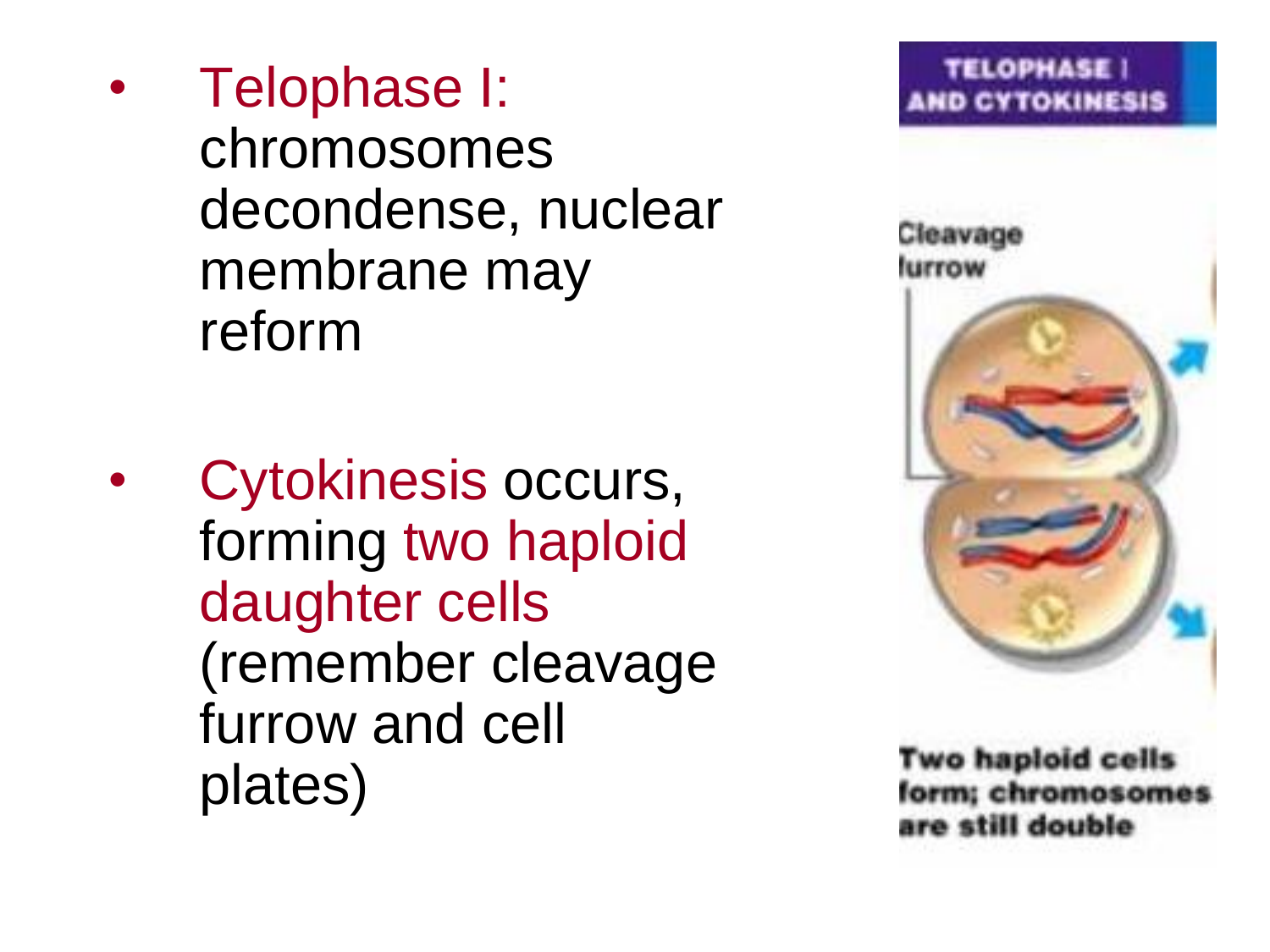- Telophase I: chromosomes decondense, nuclear membrane may reform

- Cytokinesis occurs, forming two haploid daughter cells (remember cleavage furrow and cell plates)

TELOPHASE I AND CYTOKINESIS

Cleavage furrow

Two haploid cells form; chromosomes are still double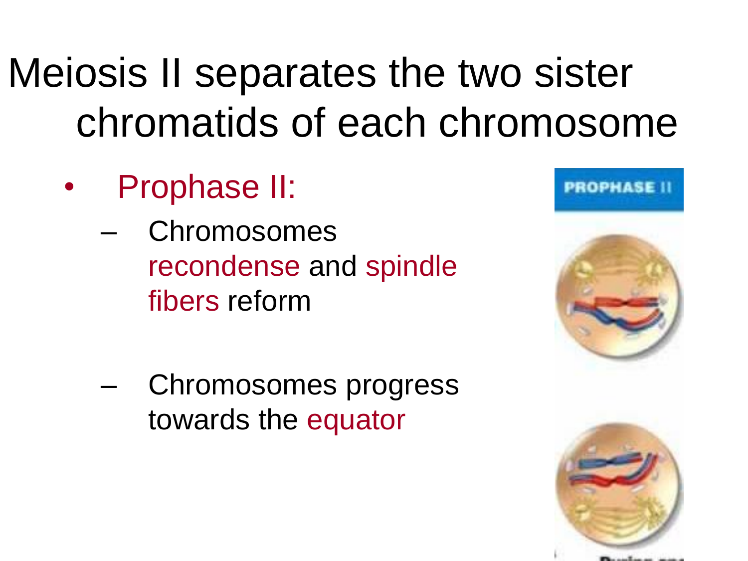# Meiosis II separates the two sister chromatids of each chromosome

- Prophase II:
  - Chromosomes recondense and spindle fibers reform
  - Chromosomes progress towards the equator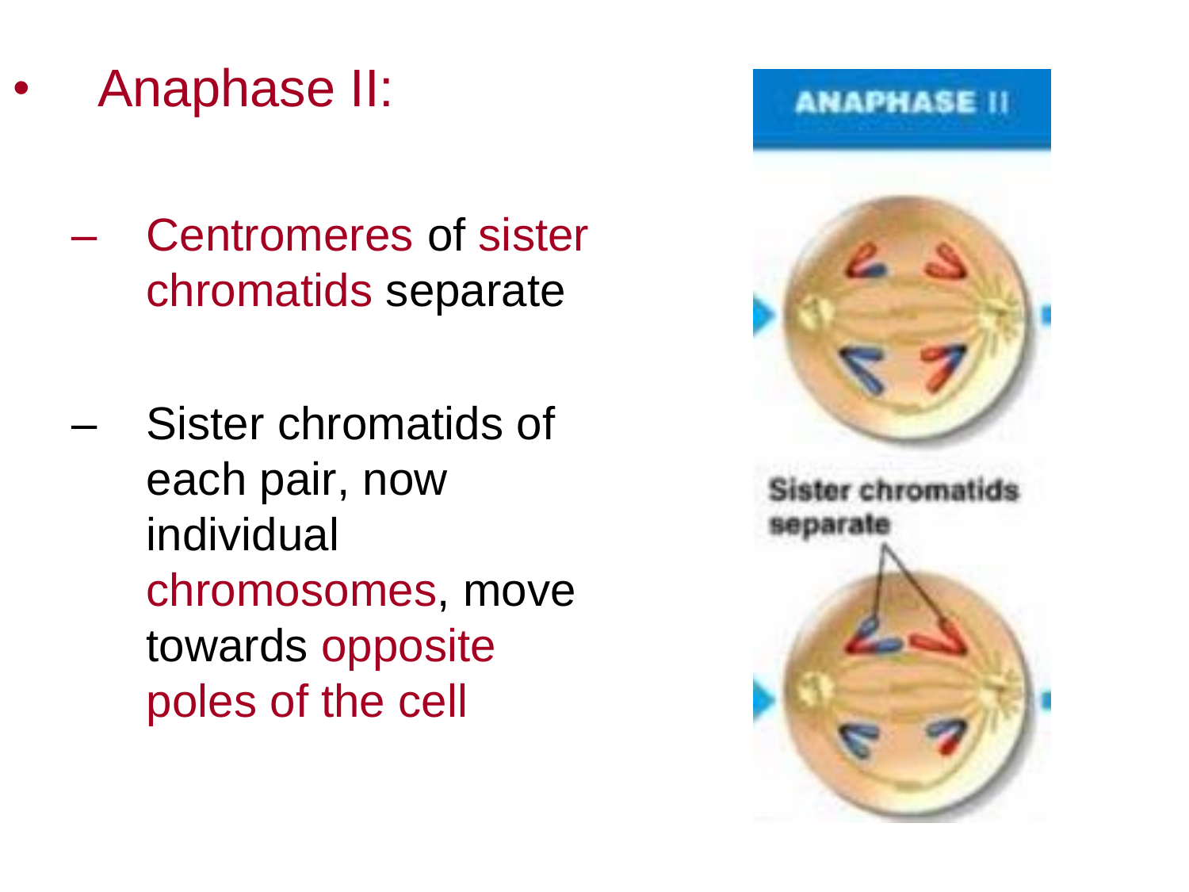- Anaphase II:
  - Centromeres of sister chromatids separate
  - Sister chromatids of each pair, now individual chromosomes, move towards opposite poles of the cell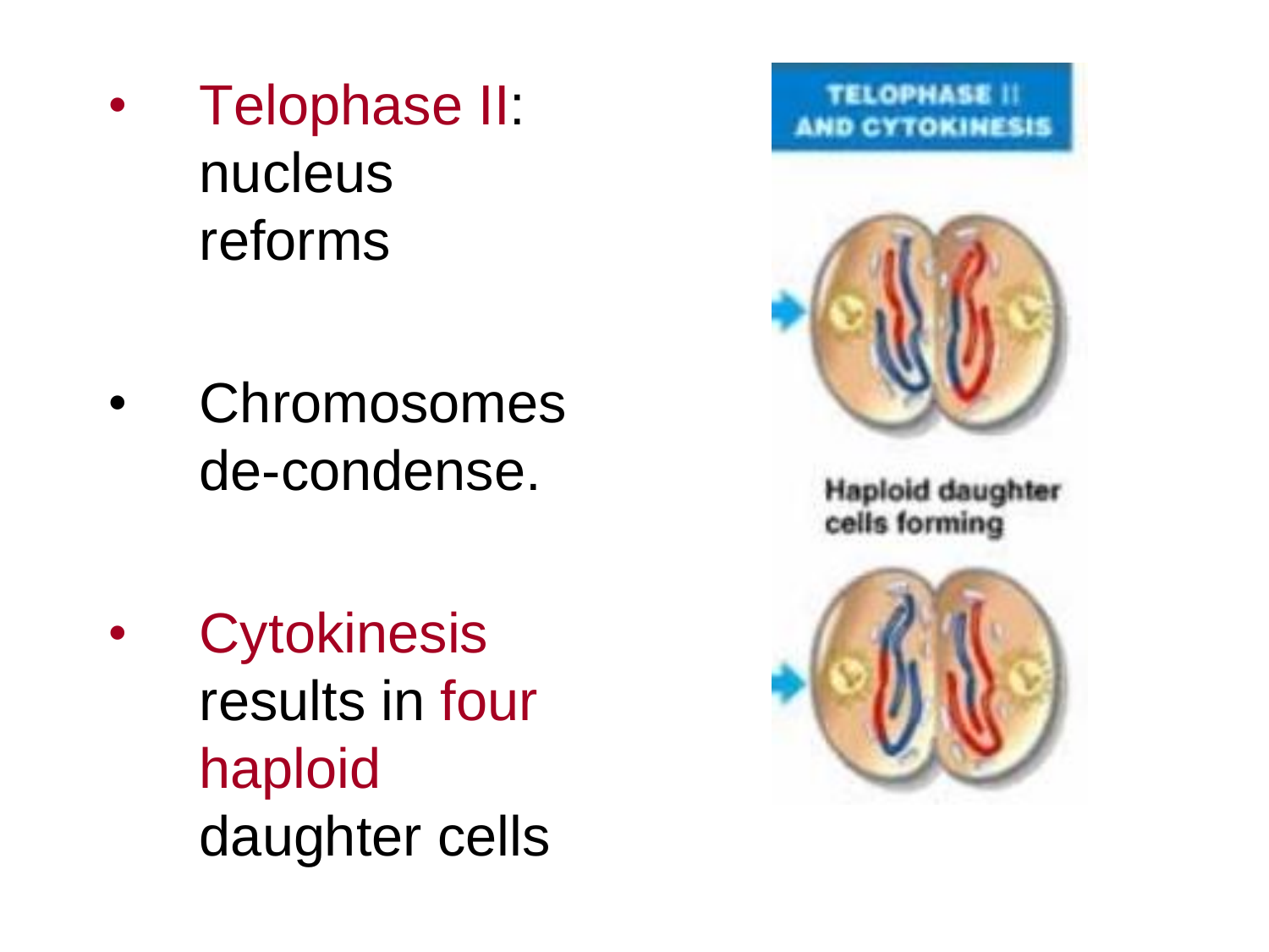- Telophase II: nucleus reforms
- Chromosomes de-condense.
- Cytokinesis results in four haploid daughter cells

TELOPHASE II AND CYTOKINESIS

Haploid daughter cells forming